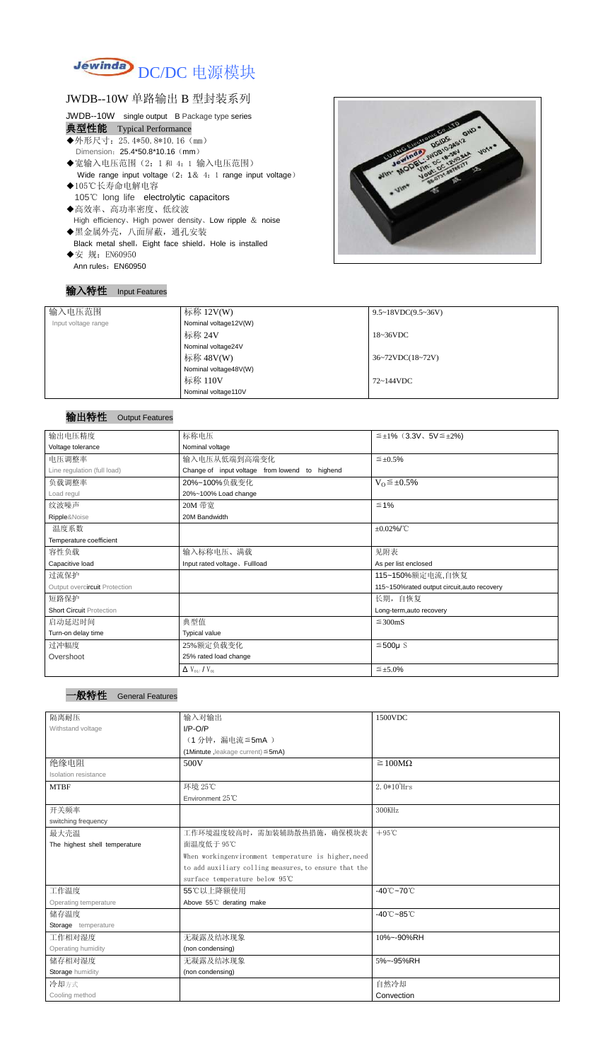# Jewinda DC/DC 电源模块

## JWDB--10W 单路输出 B 型封装系列

JWDB--10W single output B Package type series

### 典型性能 Typical Performance

- ◆外形尺寸：25.4*50.8*10.16（mm）
  Dimension：25.4*50.8*10.16（mm）
- ◆宽输入电压范围（2：1 和 4：1 输入电压范围）
  Wide range input voltage（2：1& 4：1 range input voltage）
- ◆105℃长寿命电解电容
  105℃ long life electrolytic capacitors
- ◆高效率、高功率密度、低纹波
  High efficiency、High power density、Low ripple & noise
- ◆黑金属外壳，八面屏蔽，通孔安装
  Black metal shell，Eight face shield，Hole is installed
- ◆安 规：EN60950
  Ann rules：EN60950

### 输入特性 Input Features

| 输入电压范围<br>Input voltage range | 标称 12V(W)<br>Nominal voltage12V(W) | 9.5~18VDC(9.5~36V) |
|---|---|---|
| | 标称 24V<br>Nominal voltage24V | 18~36VDC |
| | 标称 48V(W)<br>Nominal voltage48V(W) | 36~72VDC(18~72V) |
| | 标称 110V<br>Nominal voltage110V | 72~144VDC |

### 输出特性 Output Features

| 输出电压精度<br>Voltage tolerance | 标称电压<br>Nominal voltage | ≦±1%（3.3V、5V≦±2%) |
|---|---|---|
| 电压调整率<br>Line regulation (full load) | 输入电压从低端到高端变化<br>Change of input voltage from lowend to highend | ≦±0.5% |
| 负载调整率<br>Load regul | 20%~100%负载变化<br>20%~100% Load change | $V_O$≦±0.5% |
| 纹波噪声<br>Ripple&Noise | 20M 带宽<br>20M Bandwidth | ≦1% |
| 温度系数<br>Temperature coefficient | | ±0.02%/℃ |
| 容性负载<br>Capacitive load | 输入标称电压、满载<br>Input rated voltage、Fullload | 见附表<br>As per list enclosed |
| 过流保护<br>Output overcircuit Protection | | 115~150%额定电流,自恢复<br>115~150%rated output circuit,auto recovery |
| 短路保护<br>Short Circuit Protection | | 长期，自恢复<br>Long-term,auto recovery |
| 启动延迟时间<br>Turn-on delay time | 典型值<br>Typical value | ≦300mS |
| 过冲幅度<br>Overshoot | 25%额定负载变化<br>25% rated load change | ≦500μS |
| | $\Delta V_{01}/V_{01}$ | ≦±5.0% |

### 一般特性 General Features

| 隔离耐压<br>Withstand voltage | 输入对输出<br>I/P-O/P<br>（1 分钟，漏电流≦5mA ）<br>(1Mintute ,leakage current)≦5mA) | 1500VDC |
|---|---|---|
| 绝缘电阻<br>Isolation resistance | 500V | ≧100MΩ |
| MTBF | 环境 25℃<br>Environment 25℃ | $2.0*10^5$Hrs |
| 开关频率<br>switching frequency | | 300KHz |
| 最大壳温<br>The highest shell temperature | 工作环境温度较高时，需加装辅助散热措施，确保模块表面温度低于 95℃<br>When workingenvironment temperature is higher,need to add auxiliary colling measures,to ensure that the surface temperature below 95℃ | +95℃ |
| 工作温度<br>Operating temperature | 55℃以上降额使用<br>Above 55℃ derating make | -40℃~70℃ |
| 储存温度<br>Storage temperature | | -40℃~85℃ |
| 工作相对湿度<br>Operating humidity | 无凝露及结冰现象<br>(non condensing) | 10%~-90%RH |
| 储存相对湿度<br>Storage humidity | 无凝露及结冰现象<br>(non condensing) | 5%~-95%RH |
| 冷却方式<br>Cooling method | | 自然冷却<br>Convection |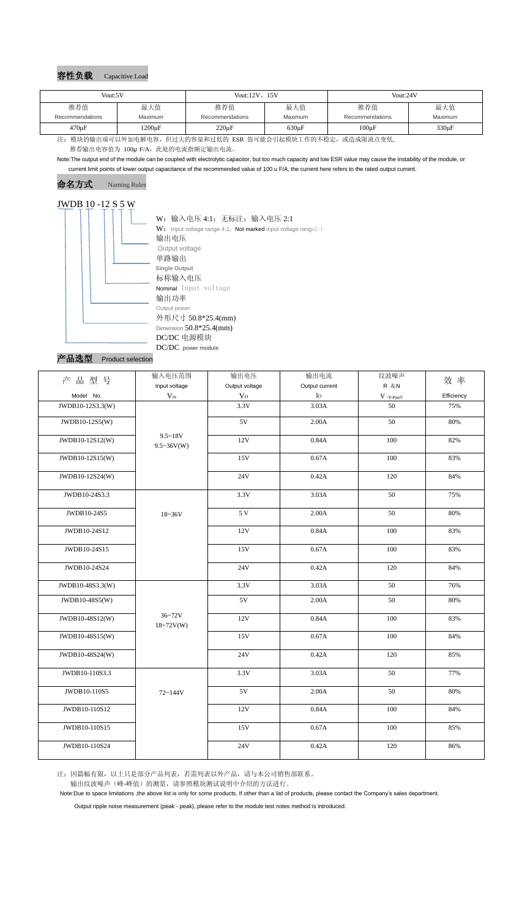## 容性负载 Capacitive Load

| Vout:5V | | Vout:12V、15V | | Vout:24V | |
|---|---|---|---|---|---|
| 推荐值 Recommendations | 最大值 Maximum | 推荐值 Recommendations | 最大值 Maximum | 推荐值 Recommendations | 最大值 Maximum |
| 470μF | 1200μF | 220μF | 630μF | 100μF | 330μF |

注：模块的输出端可以外加电解电容，但过大的容量和过低的 ESR 值可能会引起模块工作的不稳定，或造成限流点变低，推荐输出电容值为 100μ F/A，此处的电流指额定输出电流。

Note:The output end of the module can be coupled with electrolytic capacitor, but too much capacity and low ESR value may cause the instability of the module, or current limit points of lower output capacitance of the recommended value of 100 u F/A, the current here refers to the rated output current.

## 命名方式 Naming Rules

JWDB 10 -12 S 5 W

- W：输入电压 4:1；无标注：输入电压 2:1
  W：Input voltage range 4:1；Not marked input voltage range2:1
- 输出电压 Output voltage
- 单路输出 Single Output
- 标称输入电压 Nominal Input voltage
- 输出功率 Output power
- 外形尺寸 50.8*25.4(mm) Dimension 50.8*25.4(mm)
- DC/DC 电源模块 DC/DC power module

## 产品选型 Product selection

| 产品型号 Model No. | 输入电压范围 Input voltage $V_{in}$ | 输出电压 Output voltage $V_O$ | 输出电流 Output current $I_O$ | 纹波噪声 R &N $V_{(P-P)mV}$ | 效率 Efficiency |
|---|---|---|---|---|---|
| JWDB10-12S3.3(W) | 9.5~18V 9.5~36V(W) | 3.3V | 3.03A | 50 | 75% |
| JWDB10-12S5(W) | | 5V | 2.00A | 50 | 80% |
| JWDB10-12S12(W) | | 12V | 0.84A | 100 | 82% |
| JWDB10-12S15(W) | | 15V | 0.67A | 100 | 83% |
| JWDB10-12S24(W) | | 24V | 0.42A | 120 | 84% |
| JWDB10-24S3.3 | 18~36V | 3.3V | 3.03A | 50 | 75% |
| JWDB10-24S5 | | 5 V | 2.00A | 50 | 80% |
| JWDB10-24S12 | | 12V | 0.84A | 100 | 83% |
| JWDB10-24S15 | | 15V | 0.67A | 100 | 83% |
| JWDB10-24S24 | | 24V | 0.42A | 120 | 84% |
| JWDB10-48S3.3(W) | 36~72V 18~72V(W) | 3.3V | 3.03A | 50 | 76% |
| JWDB10-48S5(W) | | 5V | 2.00A | 50 | 80% |
| JWDB10-48S12(W) | | 12V | 0.84A | 100 | 83% |
| JWDB10-48S15(W) | | 15V | 0.67A | 100 | 84% |
| JWDB10-48S24(W) | | 24V | 0.42A | 120 | 85% |
| JWDB10-110S3.3 | 72~144V | 3.3V | 3.03A | 50 | 77% |
| JWDB10-110S5 | | 5V | 2.00A | 50 | 80% |
| JWDB10-110S12 | | 12V | 0.84A | 100 | 84% |
| JWDB10-110S15 | | 15V | 0.67A | 100 | 85% |
| JWDB10-110S24 | | 24V | 0.42A | 120 | 86% |

注：因篇幅有限，以上只是部分产品列表，若需列表以外产品，请与本公司销售部联系。
输出纹波噪声（峰-峰值）的测量，请参照模块测试说明中介绍的方法进行。

Note:Due to space limitations ,the above list is only for some products, If other than a list of products, please contact the Company's sales department.

Output ripple noise measurement (peak - peak), please refer to the module test notes method is introduced.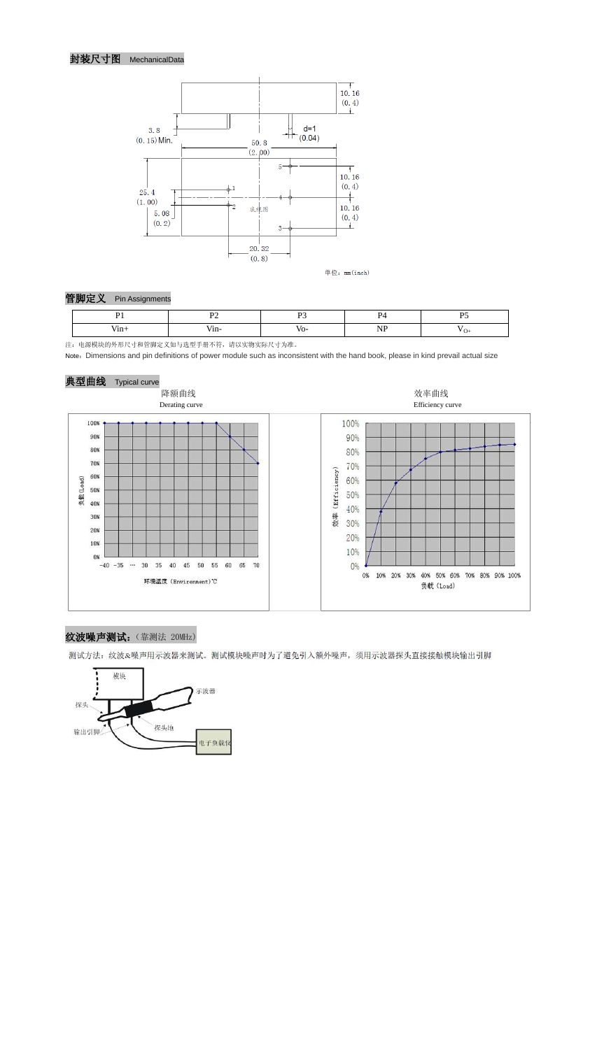## 封装尺寸图 MechanicalData

10.16
(0.4)

3.8
(0.15) Min.

d=1
(0.04)

50.8
(2.00)

25.4
(1.00)

5.08
(0.2)

10.16
(0.4)

10.16
(0.4)

20.32
(0.8)

底视图

单位：mm(inch)

## 管脚定义 Pin Assignments

| P1 | P2 | P3 | P4 | P5 |
|---|---|---|---|---|
| Vin+ | Vin- | Vo- | NP | VO+ |

注：电源模块的外形尺寸和管脚定义如与选型手册不符，请以实物实际尺寸为准。

Note：Dimensions and pin definitions of power module such as inconsistent with the hand book, please in kind prevail actual size

## 典型曲线 Typical curve

降额曲线
Derating curve

100%
90%
80%
70%
60%
50%
40%
30%
20%
10%
0%

负载(Load)

-40 -35 … 30 35 40 45 50 55 60 65 70

环境温度 (Environment)℃

效率曲线
Efficiency curve

100%
90%
80%
70%
60%
50%
40%
30%
20%
10%
0%

效率 (Efficiency)

0% 10% 20% 30% 40% 50% 60% 70% 80% 90% 100%

负载 (Load)

## 纹波噪声测试：(靠测法 20MHz)

测试方法：纹波&噪声用示波器来测试。测试模块噪声时为了避免引入额外噪声，须用示波器探头直接接触模块输出引脚

模块

示波器

探头

探头地

输出引脚

电子负载仪